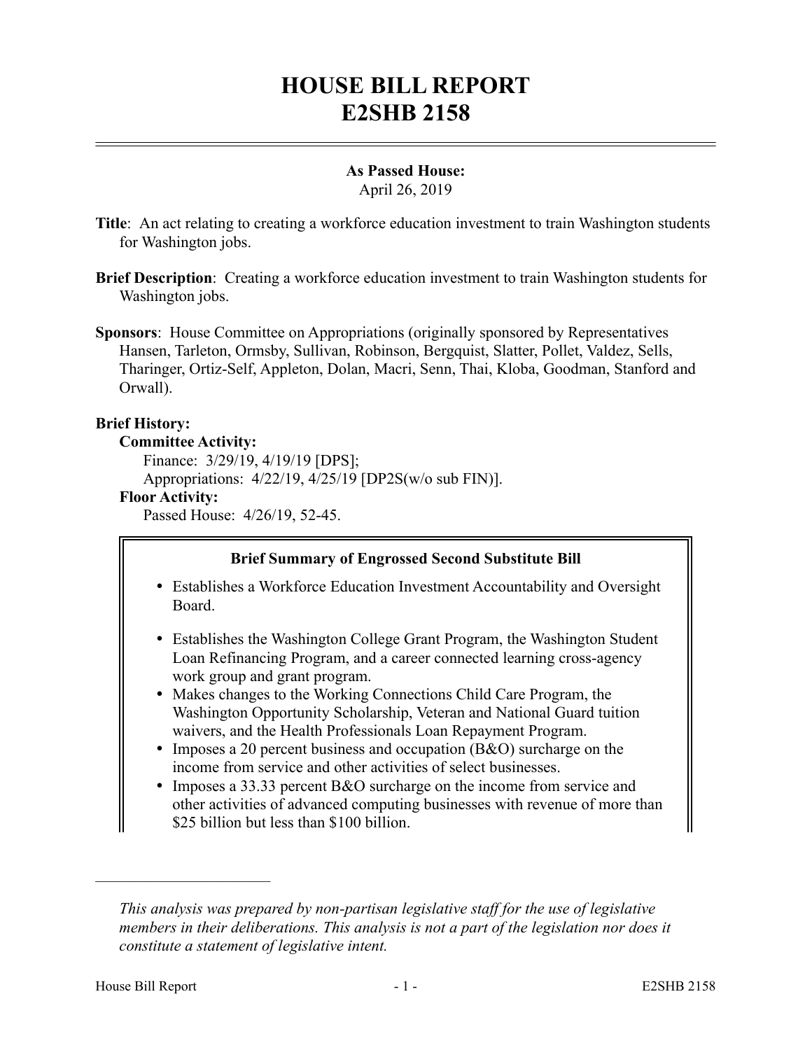# HOUSE BILL REPORT
# E2SHB 2158

**As Passed House:**
April 26, 2019

**Title**: An act relating to creating a workforce education investment to train Washington students for Washington jobs.

**Brief Description**: Creating a workforce education investment to train Washington students for Washington jobs.

**Sponsors**: House Committee on Appropriations (originally sponsored by Representatives Hansen, Tarleton, Ormsby, Sullivan, Robinson, Bergquist, Slatter, Pollet, Valdez, Sells, Tharinger, Ortiz-Self, Appleton, Dolan, Macri, Senn, Thai, Kloba, Goodman, Stanford and Orwall).

**Brief History:**

**Committee Activity:**

Finance: 3/29/19, 4/19/19 [DPS];

Appropriations: 4/22/19, 4/25/19 [DP2S(w/o sub FIN)].

**Floor Activity:**

Passed House: 4/26/19, 52-45.

**Brief Summary of Engrossed Second Substitute Bill**

- Establishes a Workforce Education Investment Accountability and Oversight Board.
- Establishes the Washington College Grant Program, the Washington Student Loan Refinancing Program, and a career connected learning cross-agency work group and grant program.
- Makes changes to the Working Connections Child Care Program, the Washington Opportunity Scholarship, Veteran and National Guard tuition waivers, and the Health Professionals Loan Repayment Program.
- Imposes a 20 percent business and occupation (B&O) surcharge on the income from service and other activities of select businesses.
- Imposes a 33.33 percent B&O surcharge on the income from service and other activities of advanced computing businesses with revenue of more than $25 billion but less than $100 billion.

---

*This analysis was prepared by non-partisan legislative staff for the use of legislative members in their deliberations. This analysis is not a part of the legislation nor does it constitute a statement of legislative intent.*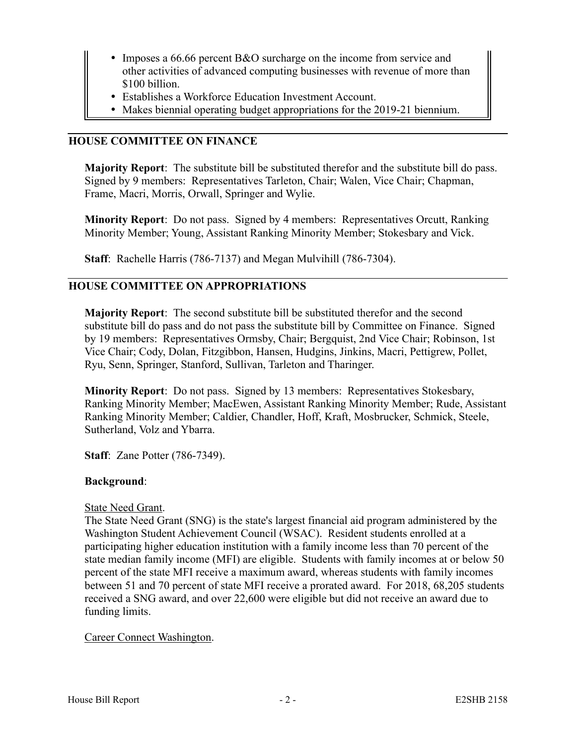- Imposes a 66.66 percent B&O surcharge on the income from service and other activities of advanced computing businesses with revenue of more than $100 billion.
- Establishes a Workforce Education Investment Account.
- Makes biennial operating budget appropriations for the 2019-21 biennium.

## HOUSE COMMITTEE ON FINANCE

**Majority Report**: The substitute bill be substituted therefor and the substitute bill do pass. Signed by 9 members: Representatives Tarleton, Chair; Walen, Vice Chair; Chapman, Frame, Macri, Morris, Orwall, Springer and Wylie.

**Minority Report**: Do not pass. Signed by 4 members: Representatives Orcutt, Ranking Minority Member; Young, Assistant Ranking Minority Member; Stokesbary and Vick.

**Staff**: Rachelle Harris (786-7137) and Megan Mulvihill (786-7304).

## HOUSE COMMITTEE ON APPROPRIATIONS

**Majority Report**: The second substitute bill be substituted therefor and the second substitute bill do pass and do not pass the substitute bill by Committee on Finance. Signed by 19 members: Representatives Ormsby, Chair; Bergquist, 2nd Vice Chair; Robinson, 1st Vice Chair; Cody, Dolan, Fitzgibbon, Hansen, Hudgins, Jinkins, Macri, Pettigrew, Pollet, Ryu, Senn, Springer, Stanford, Sullivan, Tarleton and Tharinger.

**Minority Report**: Do not pass. Signed by 13 members: Representatives Stokesbary, Ranking Minority Member; MacEwen, Assistant Ranking Minority Member; Rude, Assistant Ranking Minority Member; Caldier, Chandler, Hoff, Kraft, Mosbrucker, Schmick, Steele, Sutherland, Volz and Ybarra.

**Staff**: Zane Potter (786-7349).

**Background**:

State Need Grant.

The State Need Grant (SNG) is the state's largest financial aid program administered by the Washington Student Achievement Council (WSAC). Resident students enrolled at a participating higher education institution with a family income less than 70 percent of the state median family income (MFI) are eligible. Students with family incomes at or below 50 percent of the state MFI receive a maximum award, whereas students with family incomes between 51 and 70 percent of state MFI receive a prorated award. For 2018, 68,205 students received a SNG award, and over 22,600 were eligible but did not receive an award due to funding limits.

Career Connect Washington.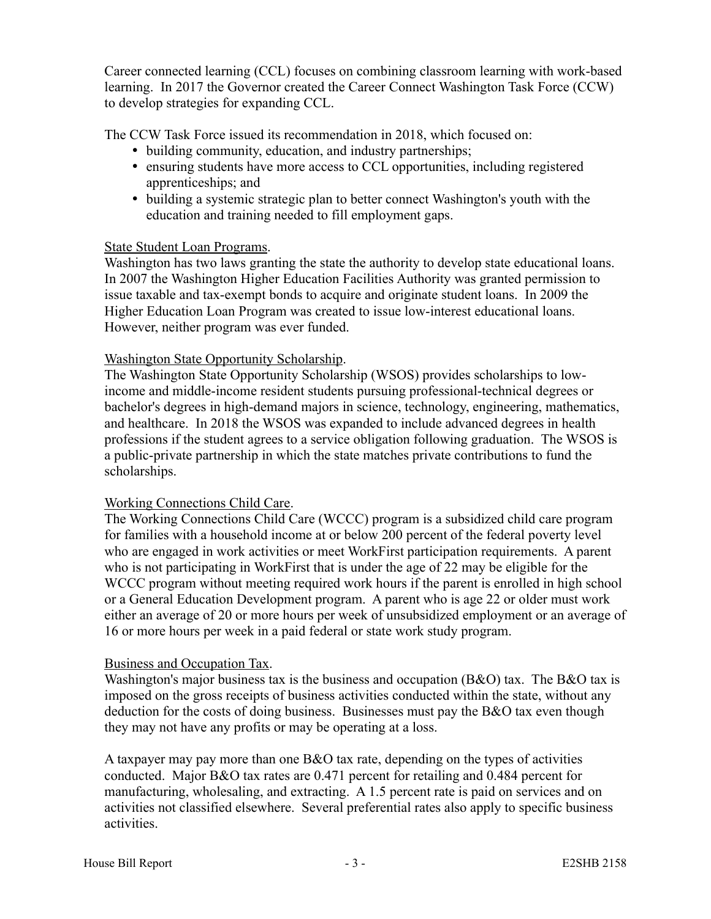Career connected learning (CCL) focuses on combining classroom learning with work-based learning. In 2017 the Governor created the Career Connect Washington Task Force (CCW) to develop strategies for expanding CCL.

The CCW Task Force issued its recommendation in 2018, which focused on:

- building community, education, and industry partnerships;
- ensuring students have more access to CCL opportunities, including registered apprenticeships; and
- building a systemic strategic plan to better connect Washington's youth with the education and training needed to fill employment gaps.

State Student Loan Programs.

Washington has two laws granting the state the authority to develop state educational loans. In 2007 the Washington Higher Education Facilities Authority was granted permission to issue taxable and tax-exempt bonds to acquire and originate student loans. In 2009 the Higher Education Loan Program was created to issue low-interest educational loans. However, neither program was ever funded.

Washington State Opportunity Scholarship.

The Washington State Opportunity Scholarship (WSOS) provides scholarships to low-income and middle-income resident students pursuing professional-technical degrees or bachelor's degrees in high-demand majors in science, technology, engineering, mathematics, and healthcare. In 2018 the WSOS was expanded to include advanced degrees in health professions if the student agrees to a service obligation following graduation. The WSOS is a public-private partnership in which the state matches private contributions to fund the scholarships.

Working Connections Child Care.

The Working Connections Child Care (WCCC) program is a subsidized child care program for families with a household income at or below 200 percent of the federal poverty level who are engaged in work activities or meet WorkFirst participation requirements. A parent who is not participating in WorkFirst that is under the age of 22 may be eligible for the WCCC program without meeting required work hours if the parent is enrolled in high school or a General Education Development program. A parent who is age 22 or older must work either an average of 20 or more hours per week of unsubsidized employment or an average of 16 or more hours per week in a paid federal or state work study program.

Business and Occupation Tax.

Washington's major business tax is the business and occupation (B&O) tax. The B&O tax is imposed on the gross receipts of business activities conducted within the state, without any deduction for the costs of doing business. Businesses must pay the B&O tax even though they may not have any profits or may be operating at a loss.

A taxpayer may pay more than one B&O tax rate, depending on the types of activities conducted. Major B&O tax rates are 0.471 percent for retailing and 0.484 percent for manufacturing, wholesaling, and extracting. A 1.5 percent rate is paid on services and on activities not classified elsewhere. Several preferential rates also apply to specific business activities.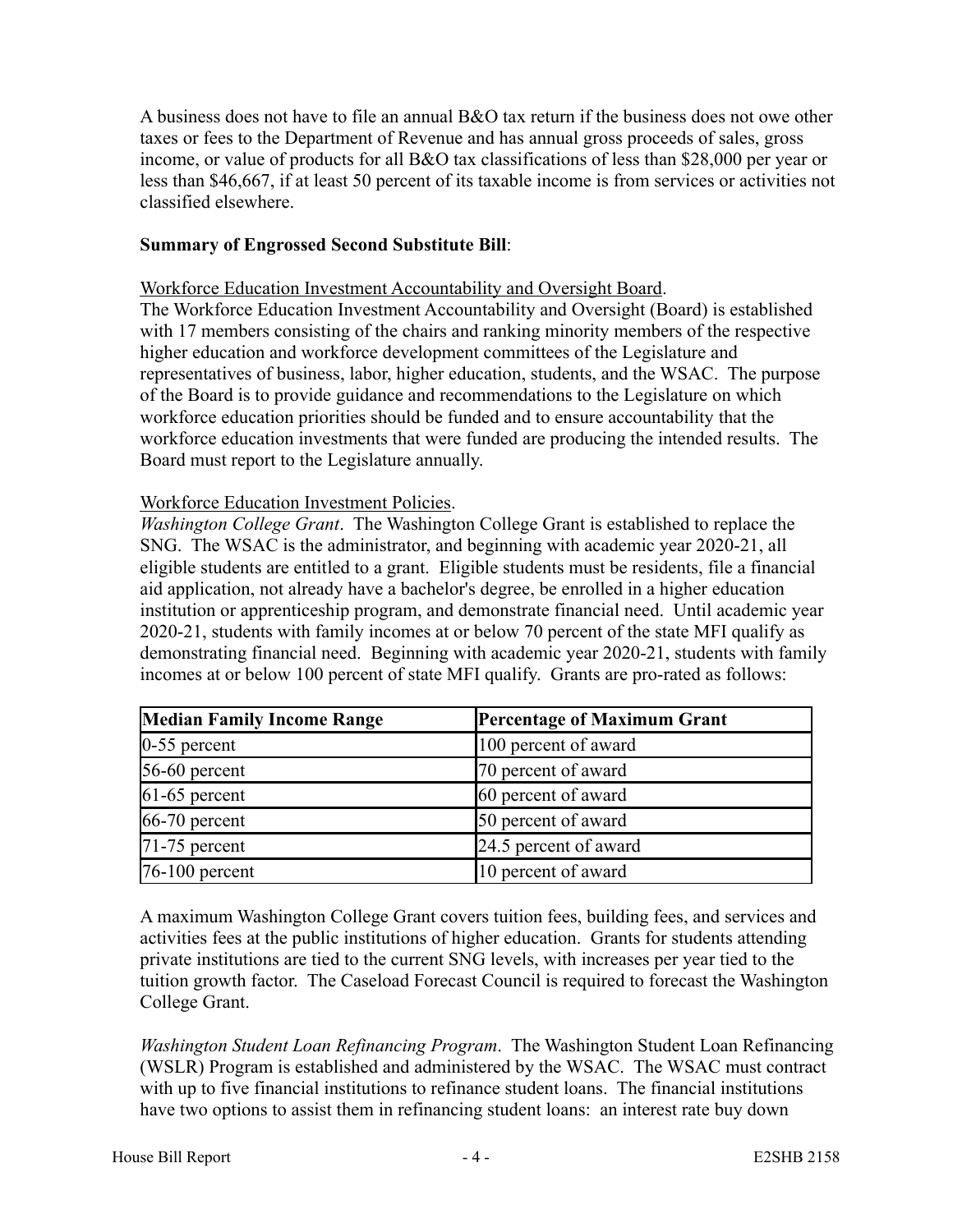A business does not have to file an annual B&O tax return if the business does not owe other taxes or fees to the Department of Revenue and has annual gross proceeds of sales, gross income, or value of products for all B&O tax classifications of less than $28,000 per year or less than $46,667, if at least 50 percent of its taxable income is from services or activities not classified elsewhere.

**Summary of Engrossed Second Substitute Bill**:

Workforce Education Investment Accountability and Oversight Board.

The Workforce Education Investment Accountability and Oversight (Board) is established with 17 members consisting of the chairs and ranking minority members of the respective higher education and workforce development committees of the Legislature and representatives of business, labor, higher education, students, and the WSAC. The purpose of the Board is to provide guidance and recommendations to the Legislature on which workforce education priorities should be funded and to ensure accountability that the workforce education investments that were funded are producing the intended results. The Board must report to the Legislature annually.

Workforce Education Investment Policies.

*Washington College Grant*. The Washington College Grant is established to replace the SNG. The WSAC is the administrator, and beginning with academic year 2020-21, all eligible students are entitled to a grant. Eligible students must be residents, file a financial aid application, not already have a bachelor's degree, be enrolled in a higher education institution or apprenticeship program, and demonstrate financial need. Until academic year 2020-21, students with family incomes at or below 70 percent of the state MFI qualify as demonstrating financial need. Beginning with academic year 2020-21, students with family incomes at or below 100 percent of state MFI qualify. Grants are pro-rated as follows:

| **Median Family Income Range** | **Percentage of Maximum Grant** |
|---|---|
| 0-55 percent | 100 percent of award |
| 56-60 percent | 70 percent of award |
| 61-65 percent | 60 percent of award |
| 66-70 percent | 50 percent of award |
| 71-75 percent | 24.5 percent of award |
| 76-100 percent | 10 percent of award |

A maximum Washington College Grant covers tuition fees, building fees, and services and activities fees at the public institutions of higher education. Grants for students attending private institutions are tied to the current SNG levels, with increases per year tied to the tuition growth factor. The Caseload Forecast Council is required to forecast the Washington College Grant.

*Washington Student Loan Refinancing Program*. The Washington Student Loan Refinancing (WSLR) Program is established and administered by the WSAC. The WSAC must contract with up to five financial institutions to refinance student loans. The financial institutions have two options to assist them in refinancing student loans: an interest rate buy down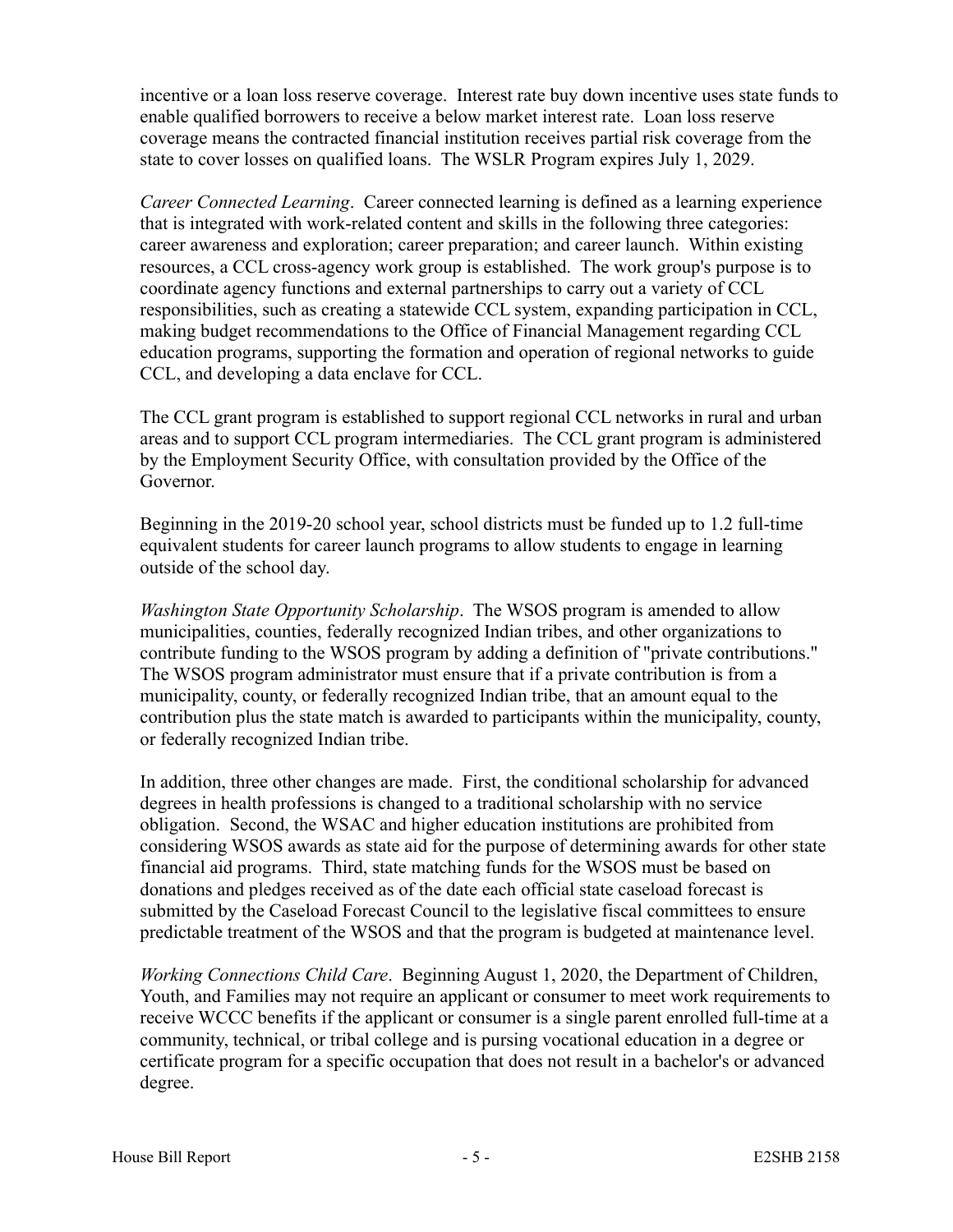incentive or a loan loss reserve coverage. Interest rate buy down incentive uses state funds to enable qualified borrowers to receive a below market interest rate. Loan loss reserve coverage means the contracted financial institution receives partial risk coverage from the state to cover losses on qualified loans. The WSLR Program expires July 1, 2029.

*Career Connected Learning*. Career connected learning is defined as a learning experience that is integrated with work-related content and skills in the following three categories: career awareness and exploration; career preparation; and career launch. Within existing resources, a CCL cross-agency work group is established. The work group's purpose is to coordinate agency functions and external partnerships to carry out a variety of CCL responsibilities, such as creating a statewide CCL system, expanding participation in CCL, making budget recommendations to the Office of Financial Management regarding CCL education programs, supporting the formation and operation of regional networks to guide CCL, and developing a data enclave for CCL.

The CCL grant program is established to support regional CCL networks in rural and urban areas and to support CCL program intermediaries. The CCL grant program is administered by the Employment Security Office, with consultation provided by the Office of the Governor.

Beginning in the 2019-20 school year, school districts must be funded up to 1.2 full-time equivalent students for career launch programs to allow students to engage in learning outside of the school day.

*Washington State Opportunity Scholarship*. The WSOS program is amended to allow municipalities, counties, federally recognized Indian tribes, and other organizations to contribute funding to the WSOS program by adding a definition of "private contributions." The WSOS program administrator must ensure that if a private contribution is from a municipality, county, or federally recognized Indian tribe, that an amount equal to the contribution plus the state match is awarded to participants within the municipality, county, or federally recognized Indian tribe.

In addition, three other changes are made. First, the conditional scholarship for advanced degrees in health professions is changed to a traditional scholarship with no service obligation. Second, the WSAC and higher education institutions are prohibited from considering WSOS awards as state aid for the purpose of determining awards for other state financial aid programs. Third, state matching funds for the WSOS must be based on donations and pledges received as of the date each official state caseload forecast is submitted by the Caseload Forecast Council to the legislative fiscal committees to ensure predictable treatment of the WSOS and that the program is budgeted at maintenance level.

*Working Connections Child Care*. Beginning August 1, 2020, the Department of Children, Youth, and Families may not require an applicant or consumer to meet work requirements to receive WCCC benefits if the applicant or consumer is a single parent enrolled full-time at a community, technical, or tribal college and is pursuing vocational education in a degree or certificate program for a specific occupation that does not result in a bachelor's or advanced degree.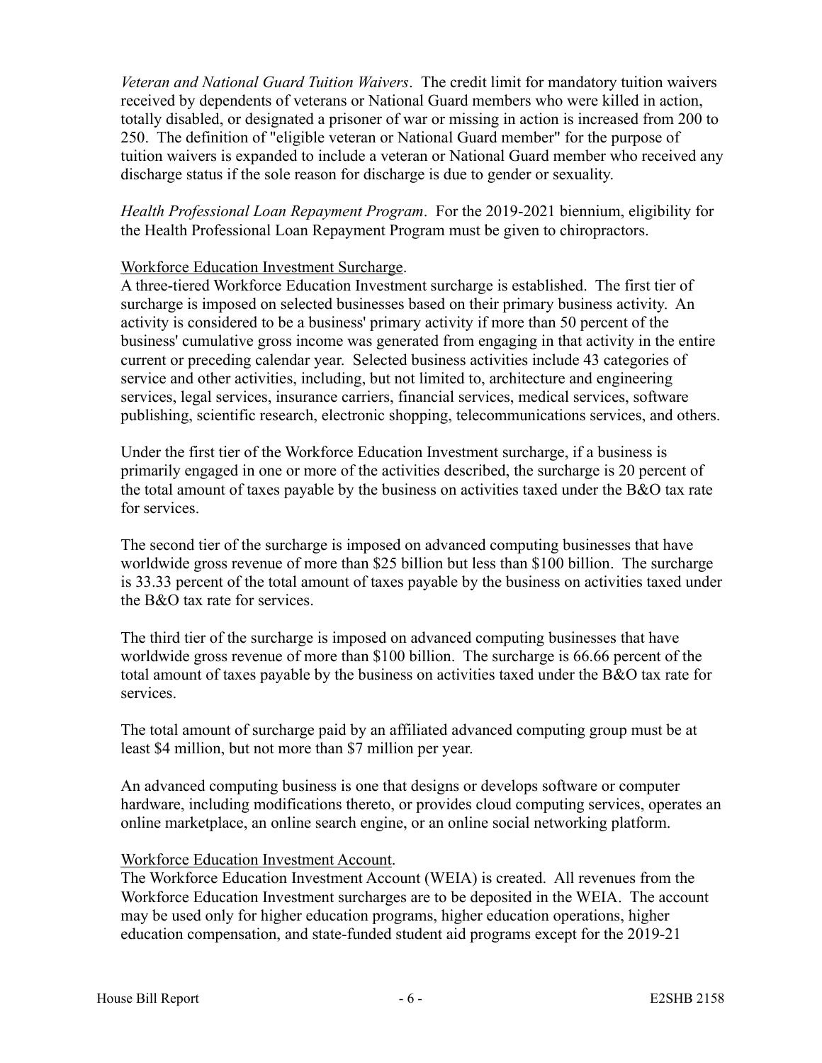*Veteran and National Guard Tuition Waivers*. The credit limit for mandatory tuition waivers received by dependents of veterans or National Guard members who were killed in action, totally disabled, or designated a prisoner of war or missing in action is increased from 200 to 250. The definition of "eligible veteran or National Guard member" for the purpose of tuition waivers is expanded to include a veteran or National Guard member who received any discharge status if the sole reason for discharge is due to gender or sexuality.

*Health Professional Loan Repayment Program*. For the 2019-2021 biennium, eligibility for the Health Professional Loan Repayment Program must be given to chiropractors.

<u>Workforce Education Investment Surcharge</u>.

A three-tiered Workforce Education Investment surcharge is established. The first tier of surcharge is imposed on selected businesses based on their primary business activity. An activity is considered to be a business' primary activity if more than 50 percent of the business' cumulative gross income was generated from engaging in that activity in the entire current or preceding calendar year. Selected business activities include 43 categories of service and other activities, including, but not limited to, architecture and engineering services, legal services, insurance carriers, financial services, medical services, software publishing, scientific research, electronic shopping, telecommunications services, and others.

Under the first tier of the Workforce Education Investment surcharge, if a business is primarily engaged in one or more of the activities described, the surcharge is 20 percent of the total amount of taxes payable by the business on activities taxed under the B&O tax rate for services.

The second tier of the surcharge is imposed on advanced computing businesses that have worldwide gross revenue of more than $25 billion but less than $100 billion. The surcharge is 33.33 percent of the total amount of taxes payable by the business on activities taxed under the B&O tax rate for services.

The third tier of the surcharge is imposed on advanced computing businesses that have worldwide gross revenue of more than $100 billion. The surcharge is 66.66 percent of the total amount of taxes payable by the business on activities taxed under the B&O tax rate for services.

The total amount of surcharge paid by an affiliated advanced computing group must be at least $4 million, but not more than $7 million per year.

An advanced computing business is one that designs or develops software or computer hardware, including modifications thereto, or provides cloud computing services, operates an online marketplace, an online search engine, or an online social networking platform.

<u>Workforce Education Investment Account</u>.

The Workforce Education Investment Account (WEIA) is created. All revenues from the Workforce Education Investment surcharges are to be deposited in the WEIA. The account may be used only for higher education programs, higher education operations, higher education compensation, and state-funded student aid programs except for the 2019-21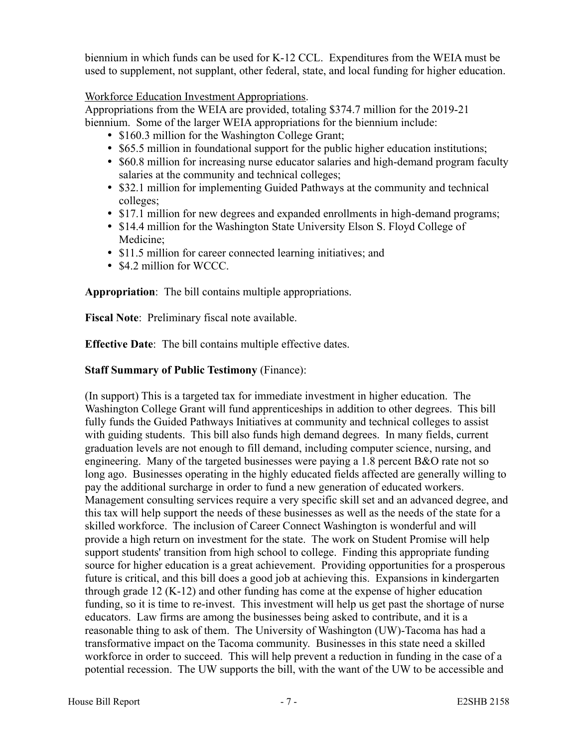biennium in which funds can be used for K-12 CCL. Expenditures from the WEIA must be used to supplement, not supplant, other federal, state, and local funding for higher education.

Workforce Education Investment Appropriations.
Appropriations from the WEIA are provided, totaling $374.7 million for the 2019-21 biennium. Some of the larger WEIA appropriations for the biennium include:

- $160.3 million for the Washington College Grant;
- $65.5 million in foundational support for the public higher education institutions;
- $60.8 million for increasing nurse educator salaries and high-demand program faculty salaries at the community and technical colleges;
- $32.1 million for implementing Guided Pathways at the community and technical colleges;
- $17.1 million for new degrees and expanded enrollments in high-demand programs;
- $14.4 million for the Washington State University Elson S. Floyd College of Medicine;
- $11.5 million for career connected learning initiatives; and
- $4.2 million for WCCC.

**Appropriation**: The bill contains multiple appropriations.

**Fiscal Note**: Preliminary fiscal note available.

**Effective Date**: The bill contains multiple effective dates.

**Staff Summary of Public Testimony** (Finance):

(In support) This is a targeted tax for immediate investment in higher education. The Washington College Grant will fund apprenticeships in addition to other degrees. This bill fully funds the Guided Pathways Initiatives at community and technical colleges to assist with guiding students. This bill also funds high demand degrees. In many fields, current graduation levels are not enough to fill demand, including computer science, nursing, and engineering. Many of the targeted businesses were paying a 1.8 percent B&O rate not so long ago. Businesses operating in the highly educated fields affected are generally willing to pay the additional surcharge in order to fund a new generation of educated workers. Management consulting services require a very specific skill set and an advanced degree, and this tax will help support the needs of these businesses as well as the needs of the state for a skilled workforce. The inclusion of Career Connect Washington is wonderful and will provide a high return on investment for the state. The work on Student Promise will help support students' transition from high school to college. Finding this appropriate funding source for higher education is a great achievement. Providing opportunities for a prosperous future is critical, and this bill does a good job at achieving this. Expansions in kindergarten through grade 12 (K-12) and other funding has come at the expense of higher education funding, so it is time to re-invest. This investment will help us get past the shortage of nurse educators. Law firms are among the businesses being asked to contribute, and it is a reasonable thing to ask of them. The University of Washington (UW)-Tacoma has had a transformative impact on the Tacoma community. Businesses in this state need a skilled workforce in order to succeed. This will help prevent a reduction in funding in the case of a potential recession. The UW supports the bill, with the want of the UW to be accessible and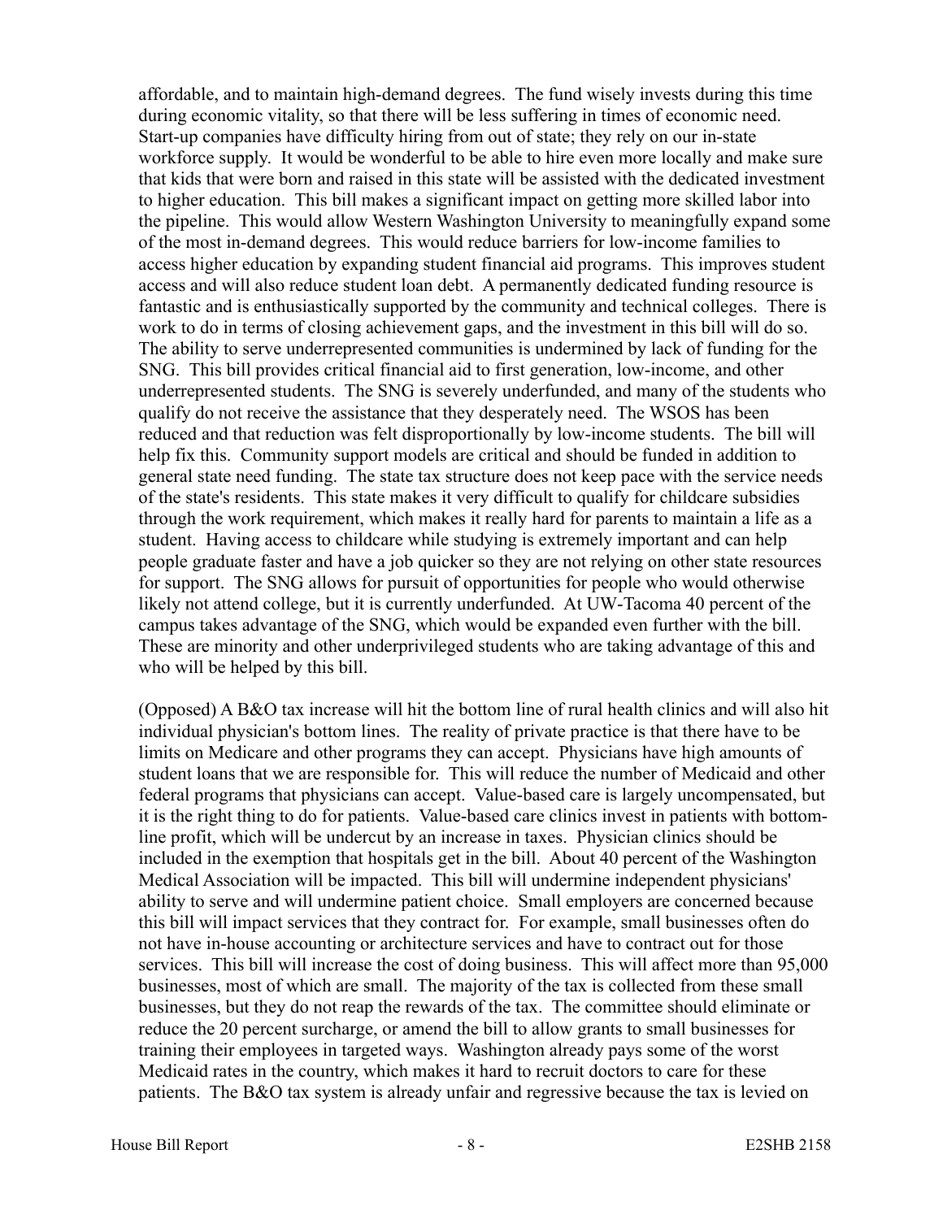affordable, and to maintain high-demand degrees. The fund wisely invests during this time during economic vitality, so that there will be less suffering in times of economic need. Start-up companies have difficulty hiring from out of state; they rely on our in-state workforce supply. It would be wonderful to be able to hire even more locally and make sure that kids that were born and raised in this state will be assisted with the dedicated investment to higher education. This bill makes a significant impact on getting more skilled labor into the pipeline. This would allow Western Washington University to meaningfully expand some of the most in-demand degrees. This would reduce barriers for low-income families to access higher education by expanding student financial aid programs. This improves student access and will also reduce student loan debt. A permanently dedicated funding resource is fantastic and is enthusiastically supported by the community and technical colleges. There is work to do in terms of closing achievement gaps, and the investment in this bill will do so. The ability to serve underrepresented communities is undermined by lack of funding for the SNG. This bill provides critical financial aid to first generation, low-income, and other underrepresented students. The SNG is severely underfunded, and many of the students who qualify do not receive the assistance that they desperately need. The WSOS has been reduced and that reduction was felt disproportionally by low-income students. The bill will help fix this. Community support models are critical and should be funded in addition to general state need funding. The state tax structure does not keep pace with the service needs of the state's residents. This state makes it very difficult to qualify for childcare subsidies through the work requirement, which makes it really hard for parents to maintain a life as a student. Having access to childcare while studying is extremely important and can help people graduate faster and have a job quicker so they are not relying on other state resources for support. The SNG allows for pursuit of opportunities for people who would otherwise likely not attend college, but it is currently underfunded. At UW-Tacoma 40 percent of the campus takes advantage of the SNG, which would be expanded even further with the bill. These are minority and other underprivileged students who are taking advantage of this and who will be helped by this bill.

(Opposed) A B&O tax increase will hit the bottom line of rural health clinics and will also hit individual physician's bottom lines. The reality of private practice is that there have to be limits on Medicare and other programs they can accept. Physicians have high amounts of student loans that we are responsible for. This will reduce the number of Medicaid and other federal programs that physicians can accept. Value-based care is largely uncompensated, but it is the right thing to do for patients. Value-based care clinics invest in patients with bottom-line profit, which will be undercut by an increase in taxes. Physician clinics should be included in the exemption that hospitals get in the bill. About 40 percent of the Washington Medical Association will be impacted. This bill will undermine independent physicians' ability to serve and will undermine patient choice. Small employers are concerned because this bill will impact services that they contract for. For example, small businesses often do not have in-house accounting or architecture services and have to contract out for those services. This bill will increase the cost of doing business. This will affect more than 95,000 businesses, most of which are small. The majority of the tax is collected from these small businesses, but they do not reap the rewards of the tax. The committee should eliminate or reduce the 20 percent surcharge, or amend the bill to allow grants to small businesses for training their employees in targeted ways. Washington already pays some of the worst Medicaid rates in the country, which makes it hard to recruit doctors to care for these patients. The B&O tax system is already unfair and regressive because the tax is levied on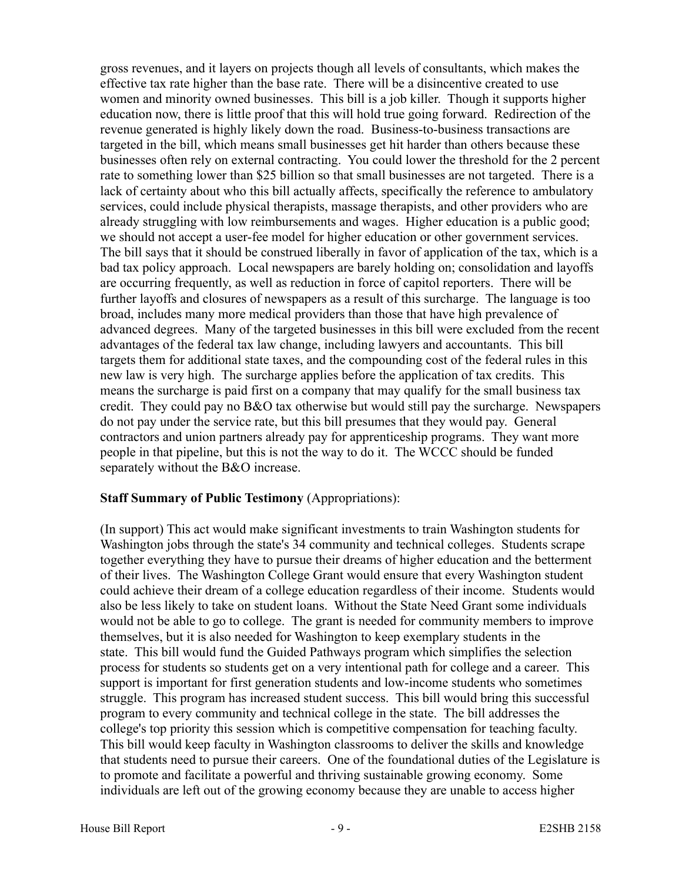gross revenues, and it layers on projects though all levels of consultants, which makes the effective tax rate higher than the base rate. There will be a disincentive created to use women and minority owned businesses. This bill is a job killer. Though it supports higher education now, there is little proof that this will hold true going forward. Redirection of the revenue generated is highly likely down the road. Business-to-business transactions are targeted in the bill, which means small businesses get hit harder than others because these businesses often rely on external contracting. You could lower the threshold for the 2 percent rate to something lower than $25 billion so that small businesses are not targeted. There is a lack of certainty about who this bill actually affects, specifically the reference to ambulatory services, could include physical therapists, massage therapists, and other providers who are already struggling with low reimbursements and wages. Higher education is a public good; we should not accept a user-fee model for higher education or other government services. The bill says that it should be construed liberally in favor of application of the tax, which is a bad tax policy approach. Local newspapers are barely holding on; consolidation and layoffs are occurring frequently, as well as reduction in force of capitol reporters. There will be further layoffs and closures of newspapers as a result of this surcharge. The language is too broad, includes many more medical providers than those that have high prevalence of advanced degrees. Many of the targeted businesses in this bill were excluded from the recent advantages of the federal tax law change, including lawyers and accountants. This bill targets them for additional state taxes, and the compounding cost of the federal rules in this new law is very high. The surcharge applies before the application of tax credits. This means the surcharge is paid first on a company that may qualify for the small business tax credit. They could pay no B&O tax otherwise but would still pay the surcharge. Newspapers do not pay under the service rate, but this bill presumes that they would pay. General contractors and union partners already pay for apprenticeship programs. They want more people in that pipeline, but this is not the way to do it. The WCCC should be funded separately without the B&O increase.

**Staff Summary of Public Testimony** (Appropriations):

(In support) This act would make significant investments to train Washington students for Washington jobs through the state's 34 community and technical colleges. Students scrape together everything they have to pursue their dreams of higher education and the betterment of their lives. The Washington College Grant would ensure that every Washington student could achieve their dream of a college education regardless of their income. Students would also be less likely to take on student loans. Without the State Need Grant some individuals would not be able to go to college. The grant is needed for community members to improve themselves, but it is also needed for Washington to keep exemplary students in the state. This bill would fund the Guided Pathways program which simplifies the selection process for students so students get on a very intentional path for college and a career. This support is important for first generation students and low-income students who sometimes struggle. This program has increased student success. This bill would bring this successful program to every community and technical college in the state. The bill addresses the college's top priority this session which is competitive compensation for teaching faculty. This bill would keep faculty in Washington classrooms to deliver the skills and knowledge that students need to pursue their careers. One of the foundational duties of the Legislature is to promote and facilitate a powerful and thriving sustainable growing economy. Some individuals are left out of the growing economy because they are unable to access higher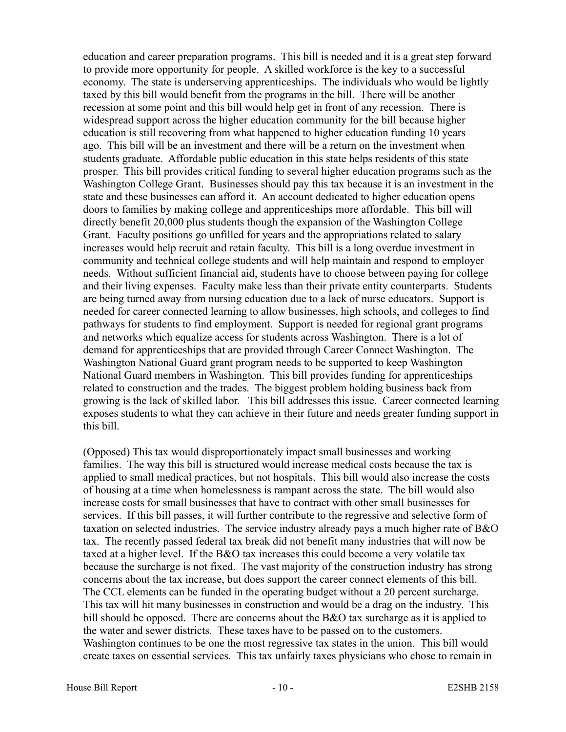education and career preparation programs. This bill is needed and it is a great step forward to provide more opportunity for people. A skilled workforce is the key to a successful economy. The state is underserving apprenticeships. The individuals who would be lightly taxed by this bill would benefit from the programs in the bill. There will be another recession at some point and this bill would help get in front of any recession. There is widespread support across the higher education community for the bill because higher education is still recovering from what happened to higher education funding 10 years ago. This bill will be an investment and there will be a return on the investment when students graduate. Affordable public education in this state helps residents of this state prosper. This bill provides critical funding to several higher education programs such as the Washington College Grant. Businesses should pay this tax because it is an investment in the state and these businesses can afford it. An account dedicated to higher education opens doors to families by making college and apprenticeships more affordable. This bill will directly benefit 20,000 plus students though the expansion of the Washington College Grant. Faculty positions go unfilled for years and the appropriations related to salary increases would help recruit and retain faculty. This bill is a long overdue investment in community and technical college students and will help maintain and respond to employer needs. Without sufficient financial aid, students have to choose between paying for college and their living expenses. Faculty make less than their private entity counterparts. Students are being turned away from nursing education due to a lack of nurse educators. Support is needed for career connected learning to allow businesses, high schools, and colleges to find pathways for students to find employment. Support is needed for regional grant programs and networks which equalize access for students across Washington. There is a lot of demand for apprenticeships that are provided through Career Connect Washington. The Washington National Guard grant program needs to be supported to keep Washington National Guard members in Washington. This bill provides funding for apprenticeships related to construction and the trades. The biggest problem holding business back from growing is the lack of skilled labor. This bill addresses this issue. Career connected learning exposes students to what they can achieve in their future and needs greater funding support in this bill.

(Opposed) This tax would disproportionately impact small businesses and working families. The way this bill is structured would increase medical costs because the tax is applied to small medical practices, but not hospitals. This bill would also increase the costs of housing at a time when homelessness is rampant across the state. The bill would also increase costs for small businesses that have to contract with other small businesses for services. If this bill passes, it will further contribute to the regressive and selective form of taxation on selected industries. The service industry already pays a much higher rate of B&O tax. The recently passed federal tax break did not benefit many industries that will now be taxed at a higher level. If the B&O tax increases this could become a very volatile tax because the surcharge is not fixed. The vast majority of the construction industry has strong concerns about the tax increase, but does support the career connect elements of this bill. The CCL elements can be funded in the operating budget without a 20 percent surcharge. This tax will hit many businesses in construction and would be a drag on the industry. This bill should be opposed. There are concerns about the B&O tax surcharge as it is applied to the water and sewer districts. These taxes have to be passed on to the customers. Washington continues to be one the most regressive tax states in the union. This bill would create taxes on essential services. This tax unfairly taxes physicians who chose to remain in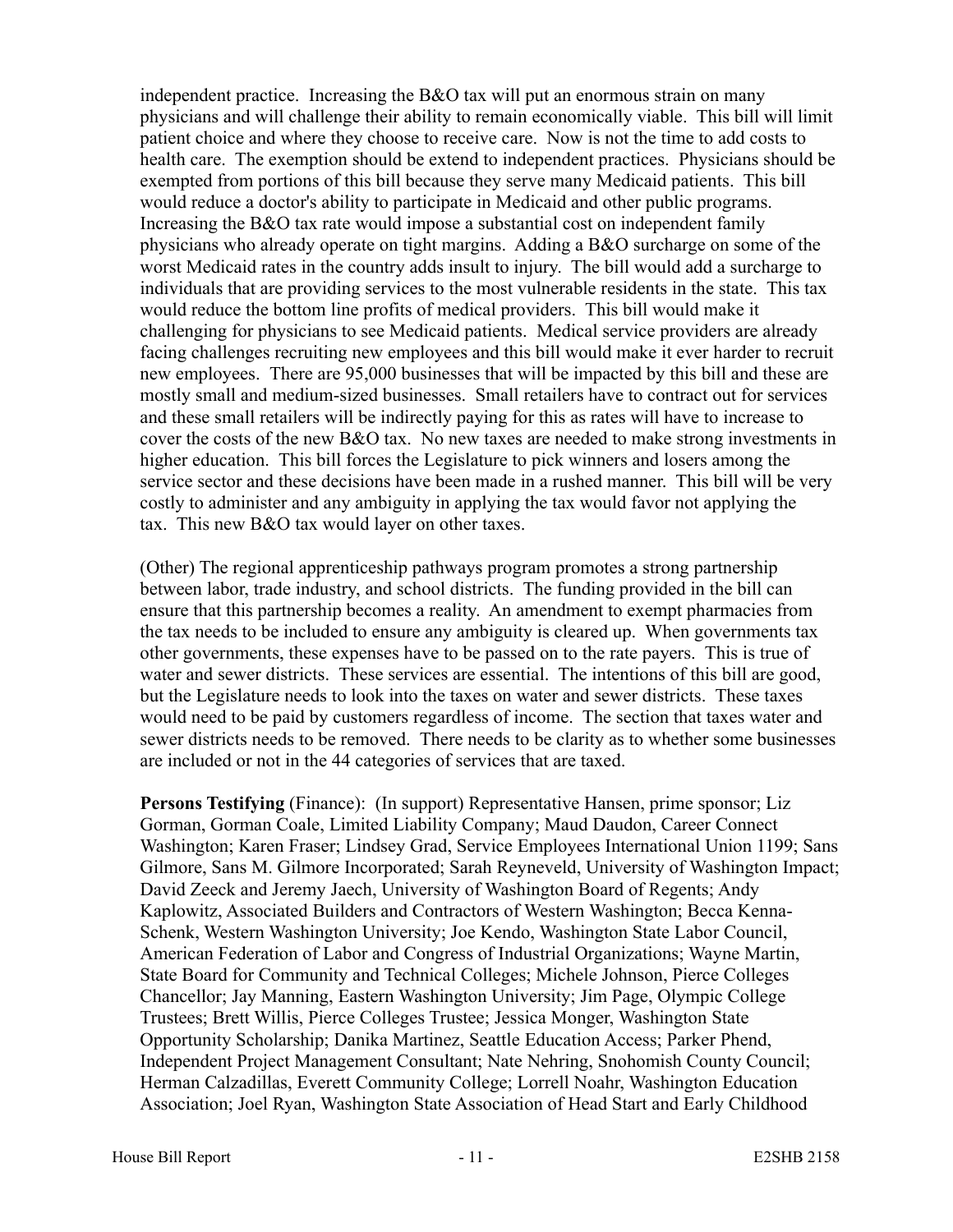independent practice. Increasing the B&O tax will put an enormous strain on many physicians and will challenge their ability to remain economically viable. This bill will limit patient choice and where they choose to receive care. Now is not the time to add costs to health care. The exemption should be extend to independent practices. Physicians should be exempted from portions of this bill because they serve many Medicaid patients. This bill would reduce a doctor's ability to participate in Medicaid and other public programs. Increasing the B&O tax rate would impose a substantial cost on independent family physicians who already operate on tight margins. Adding a B&O surcharge on some of the worst Medicaid rates in the country adds insult to injury. The bill would add a surcharge to individuals that are providing services to the most vulnerable residents in the state. This tax would reduce the bottom line profits of medical providers. This bill would make it challenging for physicians to see Medicaid patients. Medical service providers are already facing challenges recruiting new employees and this bill would make it ever harder to recruit new employees. There are 95,000 businesses that will be impacted by this bill and these are mostly small and medium-sized businesses. Small retailers have to contract out for services and these small retailers will be indirectly paying for this as rates will have to increase to cover the costs of the new B&O tax. No new taxes are needed to make strong investments in higher education. This bill forces the Legislature to pick winners and losers among the service sector and these decisions have been made in a rushed manner. This bill will be very costly to administer and any ambiguity in applying the tax would favor not applying the tax. This new B&O tax would layer on other taxes.

(Other) The regional apprenticeship pathways program promotes a strong partnership between labor, trade industry, and school districts. The funding provided in the bill can ensure that this partnership becomes a reality. An amendment to exempt pharmacies from the tax needs to be included to ensure any ambiguity is cleared up. When governments tax other governments, these expenses have to be passed on to the rate payers. This is true of water and sewer districts. These services are essential. The intentions of this bill are good, but the Legislature needs to look into the taxes on water and sewer districts. These taxes would need to be paid by customers regardless of income. The section that taxes water and sewer districts needs to be removed. There needs to be clarity as to whether some businesses are included or not in the 44 categories of services that are taxed.

**Persons Testifying** (Finance): (In support) Representative Hansen, prime sponsor; Liz Gorman, Gorman Coale, Limited Liability Company; Maud Daudon, Career Connect Washington; Karen Fraser; Lindsey Grad, Service Employees International Union 1199; Sans Gilmore, Sans M. Gilmore Incorporated; Sarah Reyneveld, University of Washington Impact; David Zeeck and Jeremy Jaech, University of Washington Board of Regents; Andy Kaplowitz, Associated Builders and Contractors of Western Washington; Becca Kenna-Schenk, Western Washington University; Joe Kendo, Washington State Labor Council, American Federation of Labor and Congress of Industrial Organizations; Wayne Martin, State Board for Community and Technical Colleges; Michele Johnson, Pierce Colleges Chancellor; Jay Manning, Eastern Washington University; Jim Page, Olympic College Trustees; Brett Willis, Pierce Colleges Trustee; Jessica Monger, Washington State Opportunity Scholarship; Danika Martinez, Seattle Education Access; Parker Phend, Independent Project Management Consultant; Nate Nehring, Snohomish County Council; Herman Calzadillas, Everett Community College; Lorrell Noahr, Washington Education Association; Joel Ryan, Washington State Association of Head Start and Early Childhood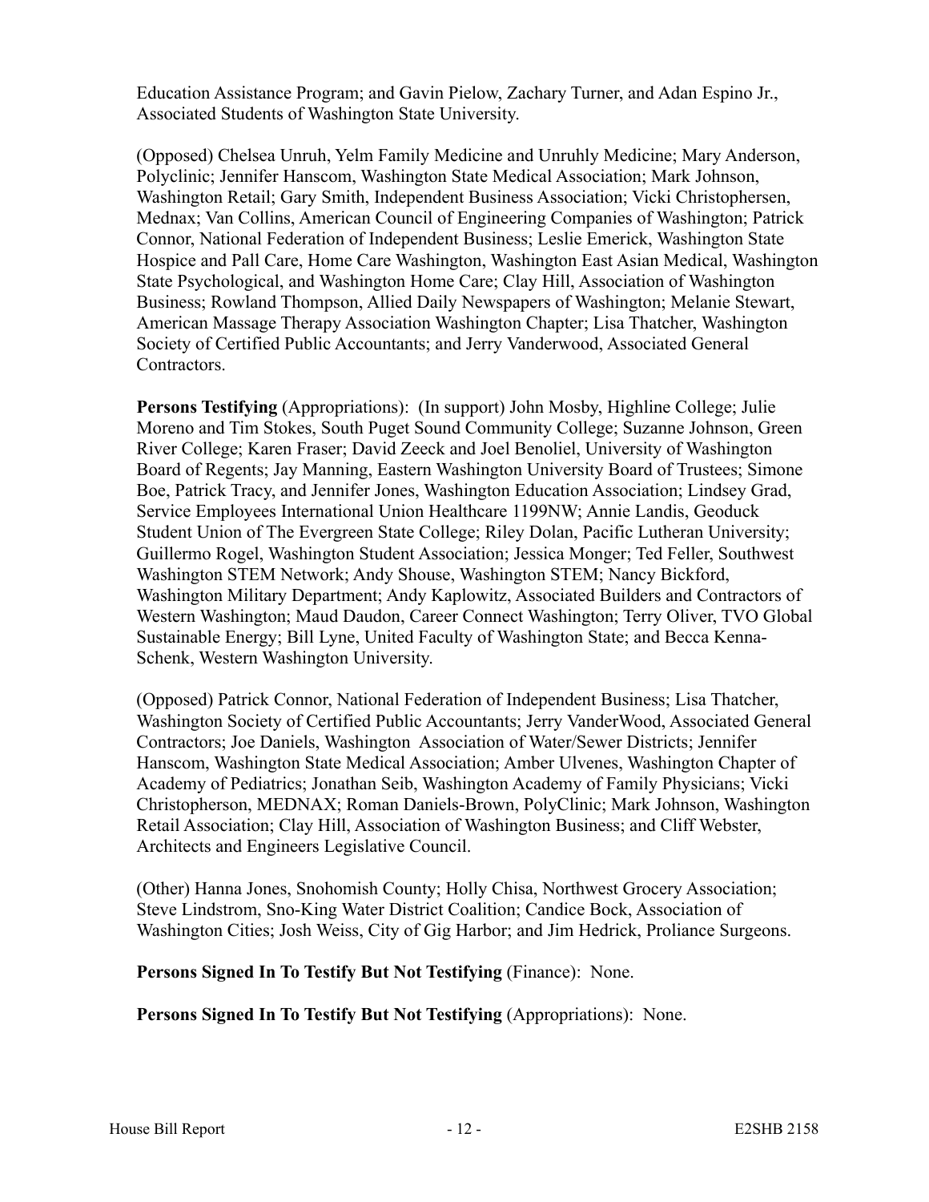Education Assistance Program; and Gavin Pielow, Zachary Turner, and Adan Espino Jr., Associated Students of Washington State University.

(Opposed) Chelsea Unruh, Yelm Family Medicine and Unruhly Medicine; Mary Anderson, Polyclinic; Jennifer Hanscom, Washington State Medical Association; Mark Johnson, Washington Retail; Gary Smith, Independent Business Association; Vicki Christophersen, Mednax; Van Collins, American Council of Engineering Companies of Washington; Patrick Connor, National Federation of Independent Business; Leslie Emerick, Washington State Hospice and Pall Care, Home Care Washington, Washington East Asian Medical, Washington State Psychological, and Washington Home Care; Clay Hill, Association of Washington Business; Rowland Thompson, Allied Daily Newspapers of Washington; Melanie Stewart, American Massage Therapy Association Washington Chapter; Lisa Thatcher, Washington Society of Certified Public Accountants; and Jerry Vanderwood, Associated General Contractors.

**Persons Testifying** (Appropriations): (In support) John Mosby, Highline College; Julie Moreno and Tim Stokes, South Puget Sound Community College; Suzanne Johnson, Green River College; Karen Fraser; David Zeeck and Joel Benoliel, University of Washington Board of Regents; Jay Manning, Eastern Washington University Board of Trustees; Simone Boe, Patrick Tracy, and Jennifer Jones, Washington Education Association; Lindsey Grad, Service Employees International Union Healthcare 1199NW; Annie Landis, Geoduck Student Union of The Evergreen State College; Riley Dolan, Pacific Lutheran University; Guillermo Rogel, Washington Student Association; Jessica Monger; Ted Feller, Southwest Washington STEM Network; Andy Shouse, Washington STEM; Nancy Bickford, Washington Military Department; Andy Kaplowitz, Associated Builders and Contractors of Western Washington; Maud Daudon, Career Connect Washington; Terry Oliver, TVO Global Sustainable Energy; Bill Lyne, United Faculty of Washington State; and Becca Kenna-Schenk, Western Washington University.

(Opposed) Patrick Connor, National Federation of Independent Business; Lisa Thatcher, Washington Society of Certified Public Accountants; Jerry VanderWood, Associated General Contractors; Joe Daniels, Washington Association of Water/Sewer Districts; Jennifer Hanscom, Washington State Medical Association; Amber Ulvenes, Washington Chapter of Academy of Pediatrics; Jonathan Seib, Washington Academy of Family Physicians; Vicki Christopherson, MEDNAX; Roman Daniels-Brown, PolyClinic; Mark Johnson, Washington Retail Association; Clay Hill, Association of Washington Business; and Cliff Webster, Architects and Engineers Legislative Council.

(Other) Hanna Jones, Snohomish County; Holly Chisa, Northwest Grocery Association; Steve Lindstrom, Sno-King Water District Coalition; Candice Bock, Association of Washington Cities; Josh Weiss, City of Gig Harbor; and Jim Hedrick, Proliance Surgeons.

**Persons Signed In To Testify But Not Testifying** (Finance): None.

**Persons Signed In To Testify But Not Testifying** (Appropriations): None.